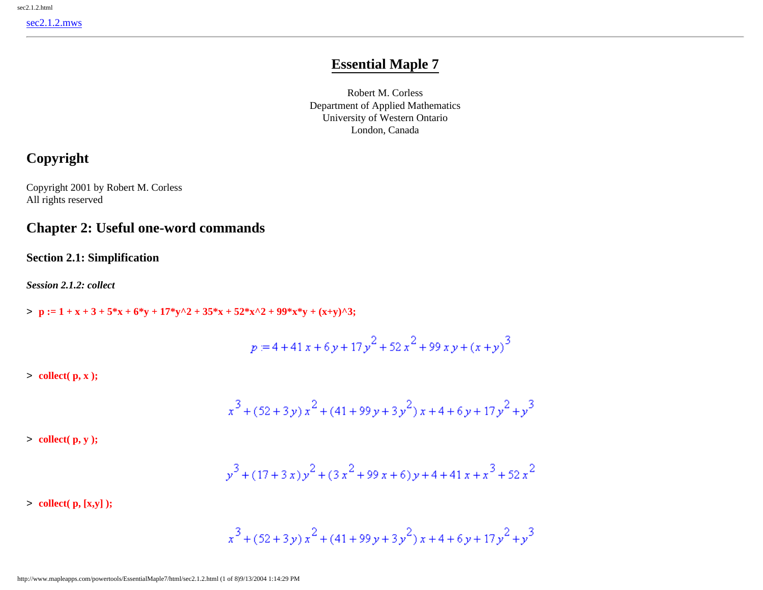sec2.1.2.mws

---

# Essential Maple 7

Robert M. Corless
Department of Applied Mathematics
University of Western Ontario
London, Canada

## Copyright

Copyright 2001 by Robert M. Corless
All rights reserved

## Chapter 2: Useful one-word commands

### Section 2.1: Simplification

***Session 2.1.2: collect***

```
> p := 1 + x + 3 + 5*x + 6*y + 17*y^2 + 35*x + 52*x^2 + 99*x*y + (x+y)^3;
```

$$p := 4 + 41\,x + 6\,y + 17\,y^2 + 52\,x^2 + 99\,x\,y + (x + y)^3$$

```
> collect( p, x );
```

$$x^3 + (52 + 3\,y)\,x^2 + (41 + 99\,y + 3\,y^2)\,x + 4 + 6\,y + 17\,y^2 + y^3$$

```
> collect( p, y );
```

$$y^3 + (17 + 3\,x)\,y^2 + (3\,x^2 + 99\,x + 6)\,y + 4 + 41\,x + x^3 + 52\,x^2$$

```
> collect( p, [x,y] );
```

$$x^3 + (52 + 3\,y)\,x^2 + (41 + 99\,y + 3\,y^2)\,x + 4 + 6\,y + 17\,y^2 + y^3$$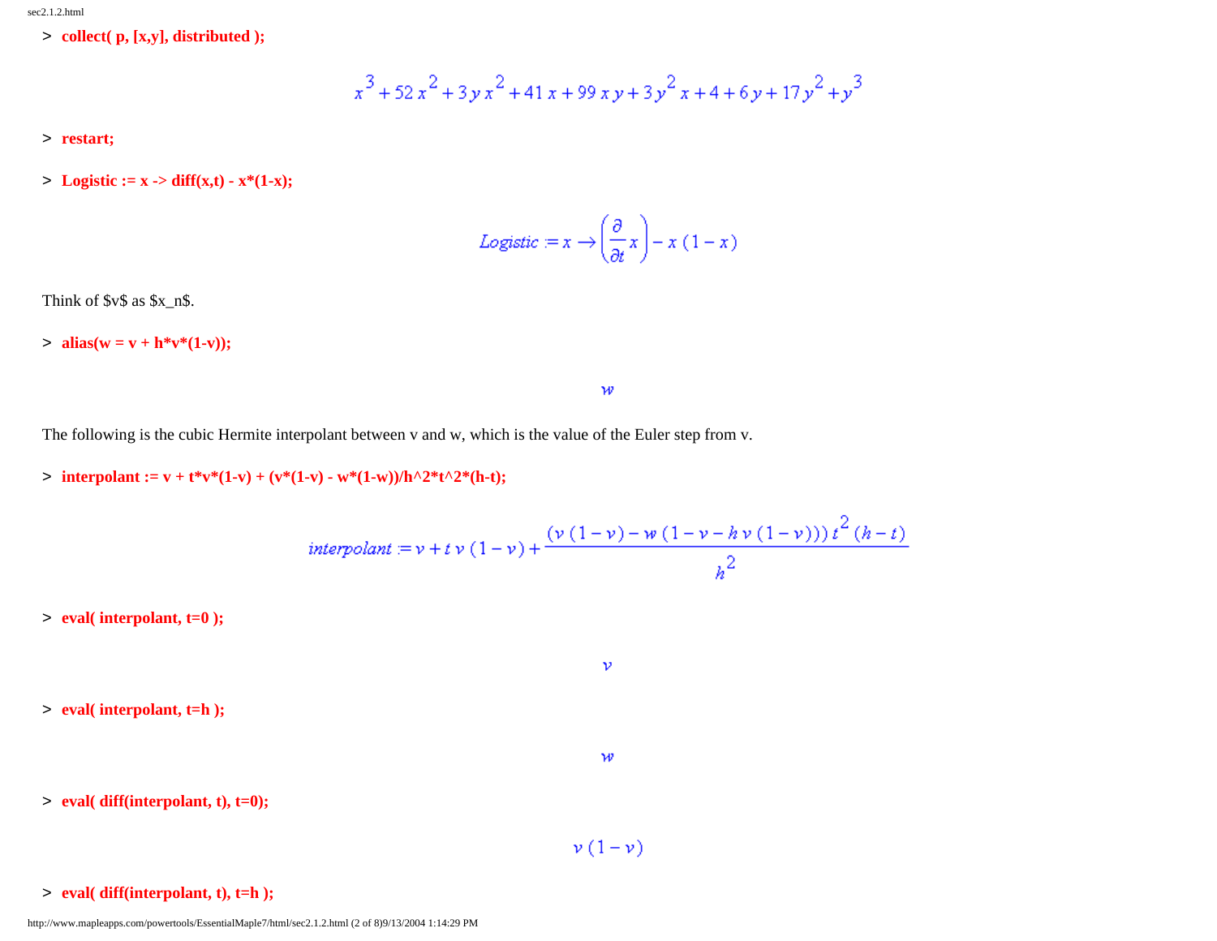```
> collect( p, [x,y], distributed );
```

$$x^3 + 52\,x^2 + 3\,y\,x^2 + 41\,x + 99\,x\,y + 3\,y^2\,x + 4 + 6\,y + 17\,y^2 + y^3$$

```
> restart;
```

```
> Logistic := x -> diff(x,t) - x*(1-x);
```

$$Logistic := x \rightarrow \left(\frac{\partial}{\partial t}\,x\right) - x\,(1-x)$$

Think of $v$ as $x_n$.

```
> alias(w = v + h*v*(1-v));
```

$$w$$

The following is the cubic Hermite interpolant between v and w, which is the value of the Euler step from v.

```
> interpolant := v + t*v*(1-v) + (v*(1-v) - w*(1-w))/h^2*t^2*(h-t);
```

$$interpolant := v + t\,v\,(1-v) + \frac{(v\,(1-v) - w\,(1-v-h\,v\,(1-v)))\,t^2\,(h-t)}{h^2}$$

```
> eval( interpolant, t=0 );
```

$$v$$

```
> eval( interpolant, t=h );
```

$$w$$

```
> eval( diff(interpolant, t), t=0);
```

$$v\,(1-v)$$

```
> eval( diff(interpolant, t), t=h );
```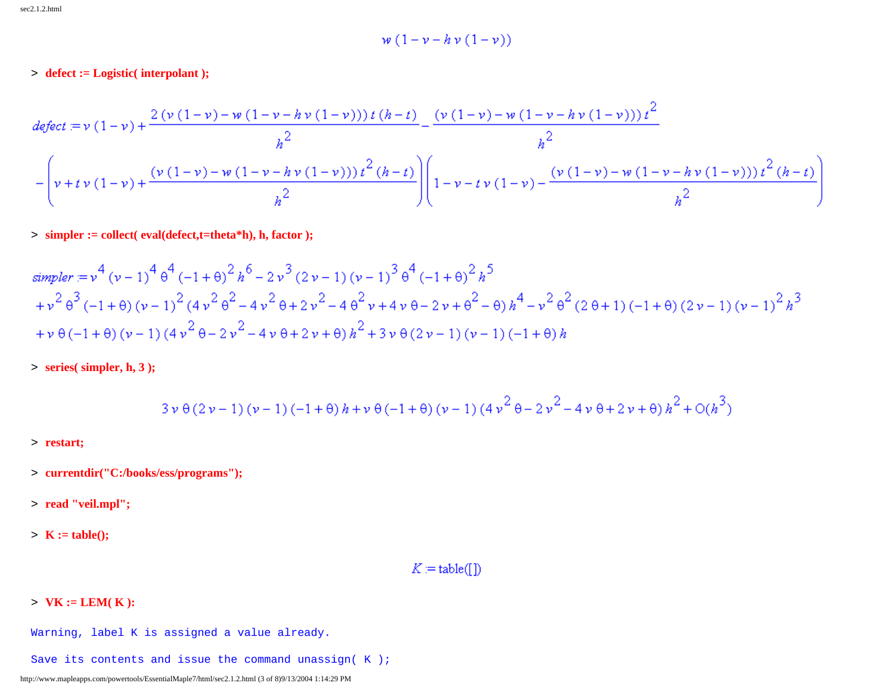$$w\,(1-v-h\,v\,(1-v))$$

```
> defect := Logistic( interpolant );
```

$$defect := v\,(1-v) + \frac{2\,(v\,(1-v) - w\,(1-v-h\,v\,(1-v)))\,t\,(h-t)}{h^2} - \frac{(v\,(1-v) - w\,(1-v-h\,v\,(1-v)))\,t^2}{h^2}$$
$$- \left(v + t\,v\,(1-v) + \frac{(v\,(1-v) - w\,(1-v-h\,v\,(1-v)))\,t^2\,(h-t)}{h^2}\right)\left(1 - v - t\,v\,(1-v) - \frac{(v\,(1-v) - w\,(1-v-h\,v\,(1-v)))\,t^2\,(h-t)}{h^2}\right)$$

```
> simpler := collect( eval(defect,t=theta*h), h, factor );
```

$$simpler := v^4\,(v-1)^4\,\theta^4\,(-1+\theta)^2\,h^6 - 2\,v^3\,(2\,v-1)\,(v-1)^3\,\theta^4\,(-1+\theta)^2\,h^5$$
$$+ v^2\,\theta^3\,(-1+\theta)\,(v-1)^2\,(4\,v^2\,\theta^2 - 4\,v^2\,\theta + 2\,v^2 - 4\,\theta^2\,v + 4\,v\,\theta - 2\,v + \theta^2 - \theta)\,h^4 - v^2\,\theta^2\,(2\,\theta+1)\,(-1+\theta)\,(2\,v-1)\,(v-1)^2\,h^3$$
$$+ v\,\theta\,(-1+\theta)\,(v-1)\,(4\,v^2\,\theta - 2\,v^2 - 4\,v\,\theta + 2\,v + \theta)\,h^2 + 3\,v\,\theta\,(2\,v-1)\,(v-1)\,(-1+\theta)\,h$$

```
> series( simpler, h, 3 );
```

$$3\,v\,\theta\,(2\,v-1)\,(v-1)\,(-1+\theta)\,h + v\,\theta\,(-1+\theta)\,(v-1)\,(4\,v^2\,\theta - 2\,v^2 - 4\,v\,\theta + 2\,v + \theta)\,h^2 + O(h^3)$$

```
> restart;
```

```
> currentdir("C:/books/ess/programs");
```

```
> read "veil.mpl";
```

```
> K := table();
```

$$K := \mathrm{table}([])$$

```
> VK := LEM( K ):
```

```
Warning, label K is assigned a value already.

Save its contents and issue the command unassign( K );
```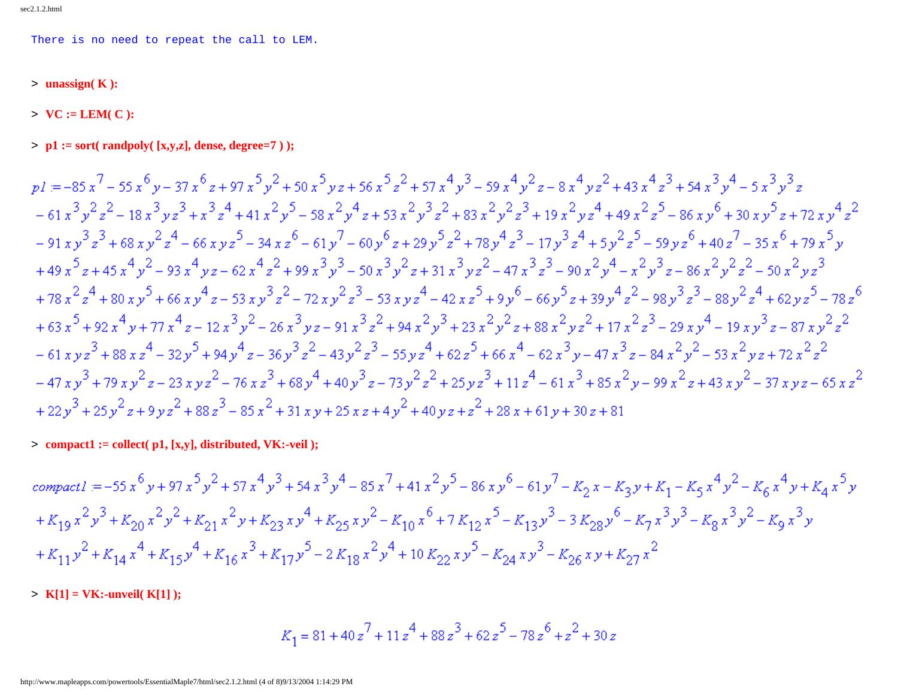There is no need to repeat the call to LEM.

```
> unassign( K ):
```

```
> VC := LEM( C ):
```

```
> p1 := sort( randpoly( [x,y,z], dense, degree=7 ) );
```

$$
\begin{aligned}
p1 := & -85x^7 - 55x^6y - 37x^6z + 97x^5y^2 + 50x^5yz + 56x^5z^2 + 57x^4y^3 - 59x^4y^2z - 8x^4yz^2 + 43x^4z^3 + 54x^3y^4 - 5x^3y^3z \\
& - 61x^3y^2z^2 - 18x^3yz^3 + x^3z^4 + 41x^2y^5 - 58x^2y^4z + 53x^2y^3z^2 + 83x^2y^2z^3 + 19x^2yz^4 + 49x^2z^5 - 86xy^6 + 30xy^5z + 72xy^4z^2 \\
& - 91xy^3z^3 + 68xy^2z^4 - 66xyz^5 - 34xz^6 - 61y^7 - 60y^6z + 29y^5z^2 + 78y^4z^3 - 17y^3z^4 + 5y^2z^5 - 59yz^6 + 40z^7 - 35x^6 + 79x^5y \\
& + 49x^5z + 45x^4y^2 - 93x^4yz - 62x^4z^2 + 99x^3y^3 - 50x^3y^2z + 31x^3yz^2 - 47x^3z^3 - 90x^2y^4 - x^2y^3z - 86x^2y^2z^2 - 50x^2yz^3 \\
& + 78x^2z^4 + 80xy^5 + 66xy^4z - 53xy^3z^2 - 72xy^2z^3 - 53xyz^4 - 42xz^5 + 9y^6 - 66y^5z + 39y^4z^2 - 98y^3z^3 - 88y^2z^4 + 62yz^5 - 78z^6 \\
& + 63x^5 + 92x^4y + 77x^4z - 12x^3y^2 - 26x^3yz - 91x^3z^2 + 94x^2y^3 + 23x^2y^2z + 88x^2yz^2 + 17x^2z^3 - 29xy^4 - 19xy^3z - 87xy^2z^2 \\
& - 61xyz^3 + 88xz^4 - 32y^5 + 94y^4z - 36y^3z^2 - 43y^2z^3 - 55yz^4 + 62z^5 + 66x^4 - 62x^3y - 47x^3z - 84x^2y^2 - 53x^2yz + 72x^2z^2 \\
& - 47xy^3 + 79xy^2z - 23xyz^2 - 76xz^3 + 68y^4 + 40y^3z - 73y^2z^2 + 25yz^3 + 11z^4 - 61x^3 + 85x^2y - 99x^2z + 43xy^2 - 37xyz - 65xz^2 \\
& + 22y^3 + 25y^2z + 9yz^2 + 88z^3 - 85x^2 + 31xy + 25xz + 4y^2 + 40yz + z^2 + 28x + 61y + 30z + 81
\end{aligned}
$$

```
> compact1 := collect( p1, [x,y], distributed, VK:-veil );
```

$$
\begin{aligned}
compact1 := & -55x^6y + 97x^5y^2 + 57x^4y^3 + 54x^3y^4 - 85x^7 + 41x^2y^5 - 86xy^6 - 61y^7 - K_2x - K_3y + K_1 - K_5x^4y^2 - K_6x^4y + K_4x^5y \\
& + K_{19}x^2y^3 + K_{20}x^2y^2 + K_{21}x^2y + K_{23}xy^4 + K_{25}xy^2 - K_{10}x^6 + 7K_{12}x^5 - K_{13}y^3 - 3K_{28}y^6 - K_7x^3y^3 - K_8x^3y^2 - K_9x^3y \\
& + K_{11}y^2 + K_{14}x^4 + K_{15}y^4 + K_{16}x^3 + K_{17}y^5 - 2K_{18}x^2y^4 + 10K_{22}xy^5 - K_{24}xy^3 - K_{26}xy + K_{27}x^2
\end{aligned}
$$

```
> K[1] = VK:-unveil( K[1] );
```

$$K_1 = 81 + 40z^7 + 11z^4 + 88z^3 + 62z^5 - 78z^6 + z^2 + 30z$$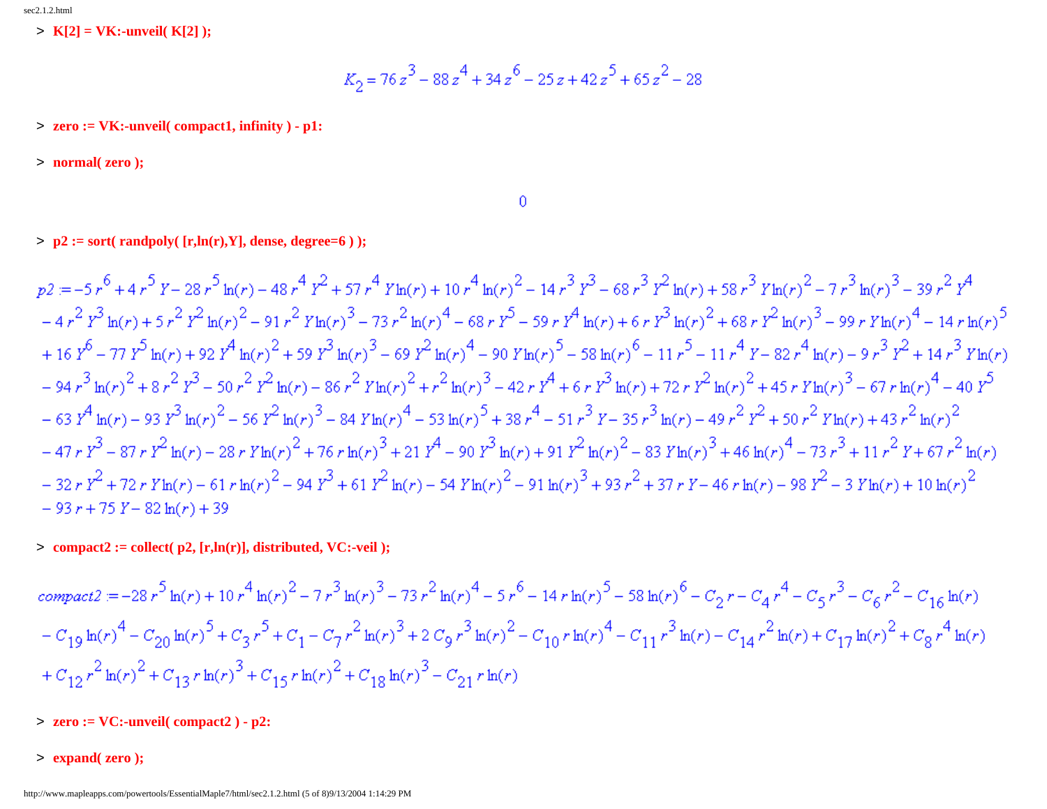```
> K[2] = VK:-unveil( K[2] );
```

$$K_2 = 76\,z^3 - 88\,z^4 + 34\,z^6 - 25\,z + 42\,z^5 + 65\,z^2 - 28$$

```
> zero := VK:-unveil( compact1, infinity ) - p1:
```

```
> normal( zero );
```

$$0$$

```
> p2 := sort( randpoly( [r,ln(r),Y], dense, degree=6 ) );
```

$$p2 := -5\,r^6 + 4\,r^5\,Y - 28\,r^5\ln(r) - 48\,r^4\,Y^2 + 57\,r^4\,Y\ln(r) + 10\,r^4\ln(r)^2 - 14\,r^3\,Y^3 - 68\,r^3\,Y^2\ln(r) + 58\,r^3\,Y\ln(r)^2 - 7\,r^3\ln(r)^3 - 39\,r^2\,Y^4 - 4\,r^2\,Y^3\ln(r) + 5\,r^2\,Y^2\ln(r)^2 - 91\,r^2\,Y\ln(r)^3 - 73\,r^2\ln(r)^4 - 68\,r\,Y^5 - 59\,r\,Y^4\ln(r) + 6\,r\,Y^3\ln(r)^2 + 68\,r\,Y^2\ln(r)^3 - 99\,r\,Y\ln(r)^4 - 14\,r\ln(r)^5 + 16\,Y^6 - 77\,Y^5\ln(r) + 92\,Y^4\ln(r)^2 + 59\,Y^3\ln(r)^3 - 69\,Y^2\ln(r)^4 - 90\,Y\ln(r)^5 - 58\ln(r)^6 - 11\,r^5 - 11\,r^4\,Y - 82\,r^4\ln(r) - 9\,r^3\,Y^2 + 14\,r^3\,Y\ln(r) - 94\,r^3\ln(r)^2 + 8\,r^2\,Y^3 - 50\,r^2\,Y^2\ln(r) - 86\,r^2\,Y\ln(r)^2 + r^2\ln(r)^3 - 42\,r\,Y^4 + 6\,r\,Y^3\ln(r) + 72\,r\,Y^2\ln(r)^2 + 45\,r\,Y\ln(r)^3 - 67\,r\ln(r)^4 - 40\,Y^5 - 63\,Y^4\ln(r) - 93\,Y^3\ln(r)^2 - 56\,Y^2\ln(r)^3 - 84\,Y\ln(r)^4 - 53\ln(r)^5 + 38\,r^4 - 51\,r^3\,Y - 35\,r^3\ln(r) - 49\,r^2\,Y^2 + 50\,r^2\,Y\ln(r) + 43\,r^2\ln(r)^2 - 47\,r\,Y^3 - 87\,r\,Y^2\ln(r) - 28\,r\,Y\ln(r)^2 + 76\,r\ln(r)^3 + 21\,Y^4 - 90\,Y^3\ln(r) + 91\,Y^2\ln(r)^2 - 83\,Y\ln(r)^3 + 46\ln(r)^4 - 73\,r^3 + 11\,r^2\,Y + 67\,r^2\ln(r) - 32\,r\,Y^2 + 72\,r\,Y\ln(r) - 61\,r\ln(r)^2 - 94\,Y^3 + 61\,Y^2\ln(r) - 54\,Y\ln(r)^2 - 91\ln(r)^3 + 93\,r^2 + 37\,r\,Y - 46\,r\ln(r) - 98\,Y^2 - 3\,Y\ln(r) + 10\ln(r)^2 - 93\,r + 75\,Y - 82\ln(r) + 39$$

```
> compact2 := collect( p2, [r,ln(r)], distributed, VC:-veil );
```

$$compact2 := -28\,r^5\ln(r) + 10\,r^4\ln(r)^2 - 7\,r^3\ln(r)^3 - 73\,r^2\ln(r)^4 - 5\,r^6 - 14\,r\ln(r)^5 - 58\ln(r)^6 - C_2\,r - C_4\,r^4 - C_5\,r^3 - C_6\,r^2 - C_{16}\ln(r) - C_{19}\ln(r)^4 - C_{20}\ln(r)^5 + C_3\,r^5 + C_1 - C_7\,r^2\ln(r)^3 + 2\,C_9\,r^3\ln(r)^2 - C_{10}\,r\ln(r)^4 - C_{11}\,r^3\ln(r) - C_{14}\,r^2\ln(r) + C_{17}\ln(r)^2 + C_8\,r^4\ln(r) + C_{12}\,r^2\ln(r)^2 + C_{13}\,r\ln(r)^3 + C_{15}\,r\ln(r)^2 + C_{18}\ln(r)^3 - C_{21}\,r\ln(r)$$

```
> zero := VC:-unveil( compact2 ) - p2:
```

```
> expand( zero );
```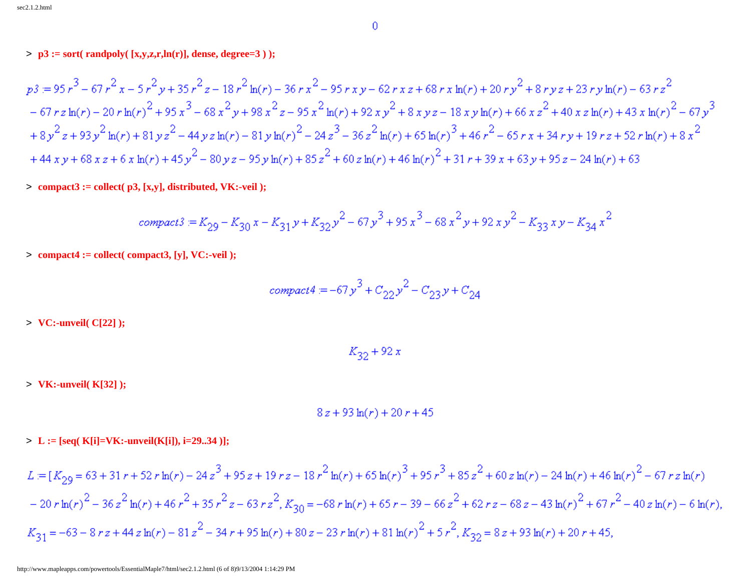$$0$$

```
> p3 := sort( randpoly( [x,y,z,r,ln(r)], dense, degree=3 ) );
```

$$p3 := 95\,r^3 - 67\,r^2\,x - 5\,r^2\,y + 35\,r^2\,z - 18\,r^2\ln(r) - 36\,r\,x^2 - 95\,r\,x\,y - 62\,r\,x\,z + 68\,r\,x\ln(r) + 20\,r\,y^2 + 8\,r\,y\,z + 23\,r\,y\ln(r) - 63\,r\,z^2 - 67\,r\,z\ln(r) - 20\,r\ln(r)^2 + 95\,x^3 - 68\,x^2\,y + 98\,x^2\,z - 95\,x^2\ln(r) + 92\,x\,y^2 + 8\,x\,y\,z - 18\,x\,y\ln(r) + 66\,x\,z^2 + 40\,x\,z\ln(r) + 43\,x\ln(r)^2 - 67\,y^3 + 8\,y^2\,z + 93\,y^2\ln(r) + 81\,y\,z^2 - 44\,y\,z\ln(r) - 81\,y\ln(r)^2 - 24\,z^3 - 36\,z^2\ln(r) + 65\ln(r)^3 + 46\,r^2 - 65\,r\,x + 34\,r\,y + 19\,r\,z + 52\,r\ln(r) + 8\,x^2 + 44\,x\,y + 68\,x\,z + 6\,x\ln(r) + 45\,y^2 - 80\,y\,z - 95\,y\ln(r) + 85\,z^2 + 60\,z\ln(r) + 46\ln(r)^2 + 31\,r + 39\,x + 63\,y + 95\,z - 24\ln(r) + 63$$

```
> compact3 := collect( p3, [x,y], distributed, VK:-veil );
```

$$compact3 := K_{29} - K_{30}\,x - K_{31}\,y + K_{32}\,y^2 - 67\,y^3 + 95\,x^3 - 68\,x^2\,y + 92\,x\,y^2 - K_{33}\,x\,y - K_{34}\,x^2$$

```
> compact4 := collect( compact3, [y], VC:-veil );
```

$$compact4 := -67\,y^3 + C_{22}\,y^2 - C_{23}\,y + C_{24}$$

```
> VC:-unveil( C[22] );
```

$$K_{32} + 92\,x$$

```
> VK:-unveil( K[32] );
```

$$8\,z + 93\ln(r) + 20\,r + 45$$

```
> L := [seq( K[i]=VK:-unveil(K[i]), i=29..34 )];
```

$$L := [K_{29} = 63 + 31\,r + 52\,r\ln(r) - 24\,z^3 + 95\,z + 19\,r\,z - 18\,r^2\ln(r) + 65\ln(r)^3 + 95\,r^3 + 85\,z^2 + 60\,z\ln(r) - 24\ln(r) + 46\ln(r)^2 - 67\,r\,z\ln(r) - 20\,r\ln(r)^2 - 36\,z^2\ln(r) + 46\,r^2 + 35\,r^2\,z - 63\,r\,z^2, K_{30} = -68\,r\ln(r) + 65\,r - 39 - 66\,z^2 + 62\,r\,z - 68\,z - 43\ln(r)^2 + 67\,r^2 - 40\,z\ln(r) - 6\ln(r),$$

$$K_{31} = -63 - 8\,r\,z + 44\,z\ln(r) - 81\,z^2 - 34\,r + 95\ln(r) + 80\,z - 23\,r\ln(r) + 81\ln(r)^2 + 5\,r^2, K_{32} = 8\,z + 93\ln(r) + 20\,r + 45,$$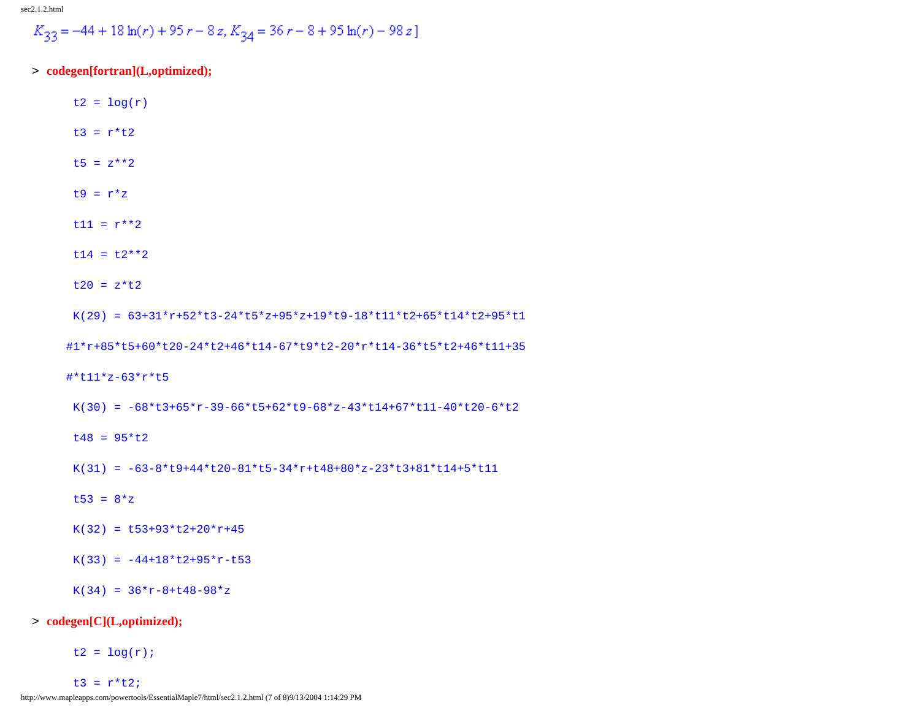$K_{33} = -44 + 18\ln(r) + 95\,r - 8\,z,\ K_{34} = 36\,r - 8 + 95\ln(r) - 98\,z]$

> **codegen[fortran](L,optimized);**

```
t2 = log(r)

t3 = r*t2

t5 = z**2

t9 = r*z

t11 = r**2

t14 = t2**2

t20 = z*t2

K(29) = 63+31*r+52*t3-24*t5*z+95*z+19*t9-18*t11*t2+65*t14*t2+95*t1
#1*r+85*t5+60*t20-24*t2+46*t14-67*t9*t2-20*r*t14-36*t5*t2+46*t11+35
#*t11*z-63*r*t5

K(30) = -68*t3+65*r-39-66*t5+62*t9-68*z-43*t14+67*t11-40*t20-6*t2

t48 = 95*t2

K(31) = -63-8*t9+44*t20-81*t5-34*r+t48+80*z-23*t3+81*t14+5*t11

t53 = 8*z

K(32) = t53+93*t2+20*r+45

K(33) = -44+18*t2+95*r-t53

K(34) = 36*r-8+t48-98*z
```

> **codegen[C](L,optimized);**

```
t2 = log(r);

t3 = r*t2;
```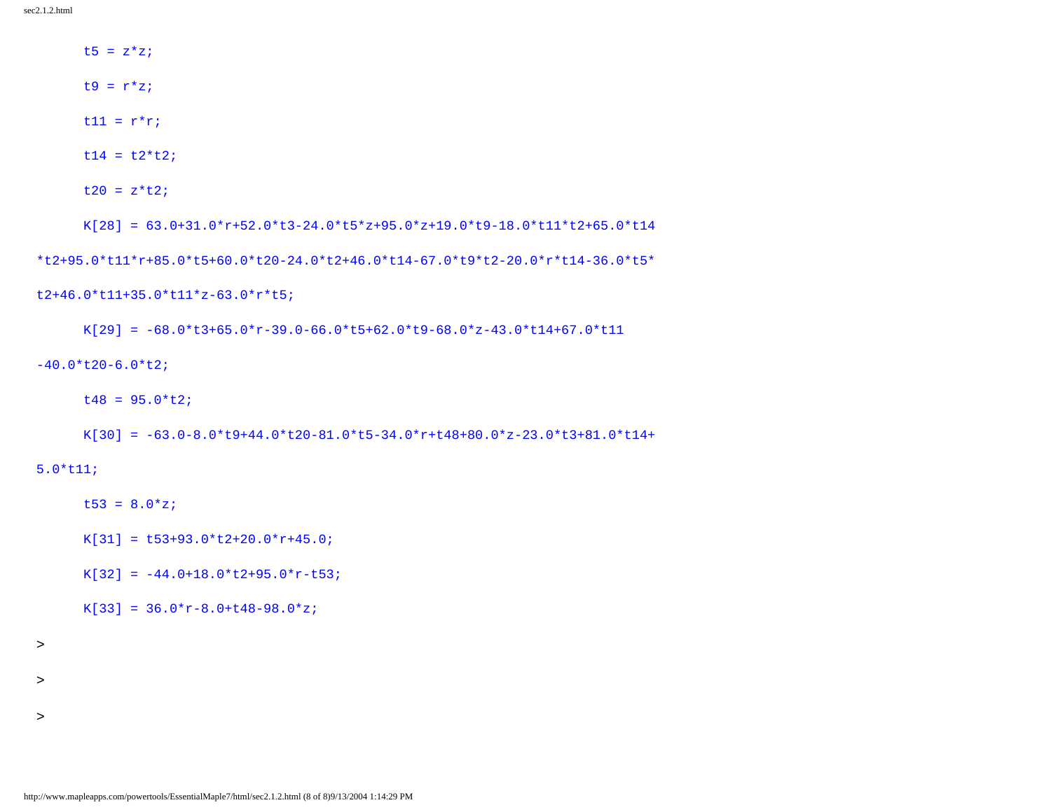```
      t5 = z*z;

      t9 = r*z;

      t11 = r*r;

      t14 = t2*t2;

      t20 = z*t2;

      K[28] = 63.0+31.0*r+52.0*t3-24.0*t5*z+95.0*z+19.0*t9-18.0*t11*t2+65.0*t14
 *t2+95.0*t11*r+85.0*t5+60.0*t20-24.0*t2+46.0*t14-67.0*t9*t2-20.0*r*t14-36.0*t5*
 t2+46.0*t11+35.0*t11*z-63.0*r*t5;

      K[29] = -68.0*t3+65.0*r-39.0-66.0*t5+62.0*t9-68.0*z-43.0*t14+67.0*t11
 -40.0*t20-6.0*t2;

      t48 = 95.0*t2;

      K[30] = -63.0-8.0*t9+44.0*t20-81.0*t5-34.0*r+t48+80.0*z-23.0*t3+81.0*t14+
 5.0*t11;

      t53 = 8.0*z;

      K[31] = t53+93.0*t2+20.0*r+45.0;

      K[32] = -44.0+18.0*t2+95.0*r-t53;

      K[33] = 36.0*r-8.0+t48-98.0*z;
```

\>

\>

\>